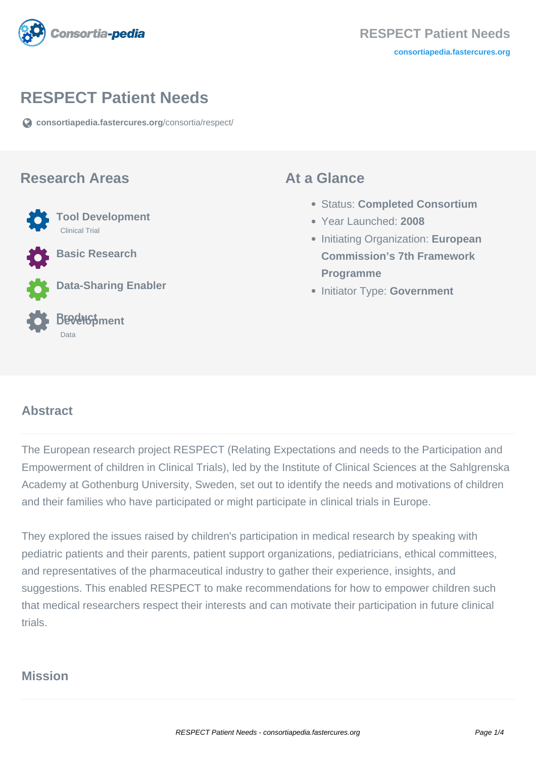# RESPECT Patient Needs

consortiapedia.fastercures.org/consortia/respect/

## Research Areas

- **Tool Development**
  Clinical Trial
- **Basic Research**
- **Data-Sharing Enabler**
- **Product Development**
  Data

## At a Glance

- Status: **Completed Consortium**
- Year Launched: **2008**
- Initiating Organization: **European Commission's 7th Framework Programme**
- Initiator Type: **Government**

## Abstract

The European research project RESPECT (Relating Expectations and needs to the Participation and Empowerment of children in Clinical Trials), led by the Institute of Clinical Sciences at the Sahlgrenska Academy at Gothenburg University, Sweden, set out to identify the needs and motivations of children and their families who have participated or might participate in clinical trials in Europe.

They explored the issues raised by children's participation in medical research by speaking with pediatric patients and their parents, patient support organizations, pediatricians, ethical committees, and representatives of the pharmaceutical industry to gather their experience, insights, and suggestions. This enabled RESPECT to make recommendations for how to empower children such that medical researchers respect their interests and can motivate their participation in future clinical trials.

## Mission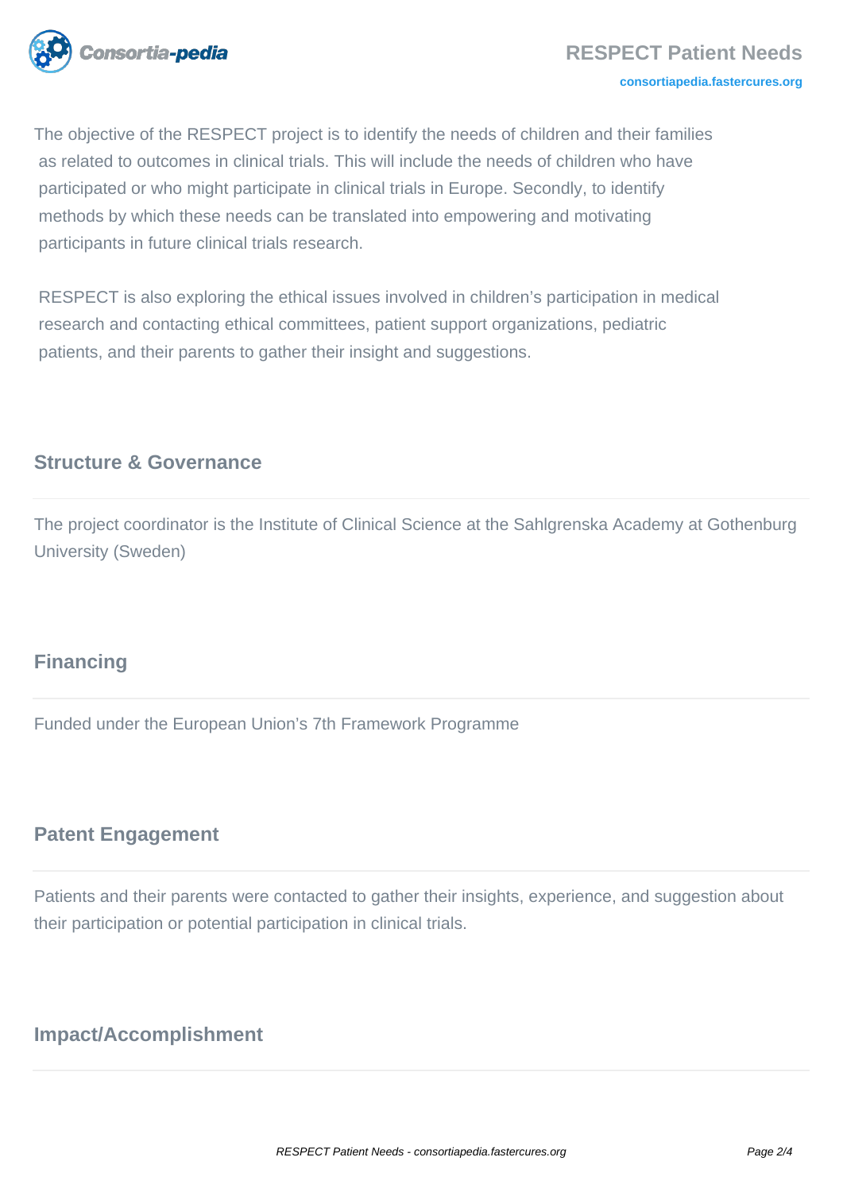The objective of the RESPECT project is to identify the needs of children and their families as related to outcomes in clinical trials. This will include the needs of children who have participated or who might participate in clinical trials in Europe. Secondly, to identify methods by which these needs can be translated into empowering and motivating participants in future clinical trials research.

RESPECT is also exploring the ethical issues involved in children's participation in medical research and contacting ethical committees, patient support organizations, pediatric patients, and their parents to gather their insight and suggestions.

## Structure & Governance

The project coordinator is the Institute of Clinical Science at the Sahlgrenska Academy at Gothenburg University (Sweden)

## Financing

Funded under the European Union's 7th Framework Programme

## Patent Engagement

Patients and their parents were contacted to gather their insights, experience, and suggestion about their participation or potential participation in clinical trials.

## Impact/Accomplishment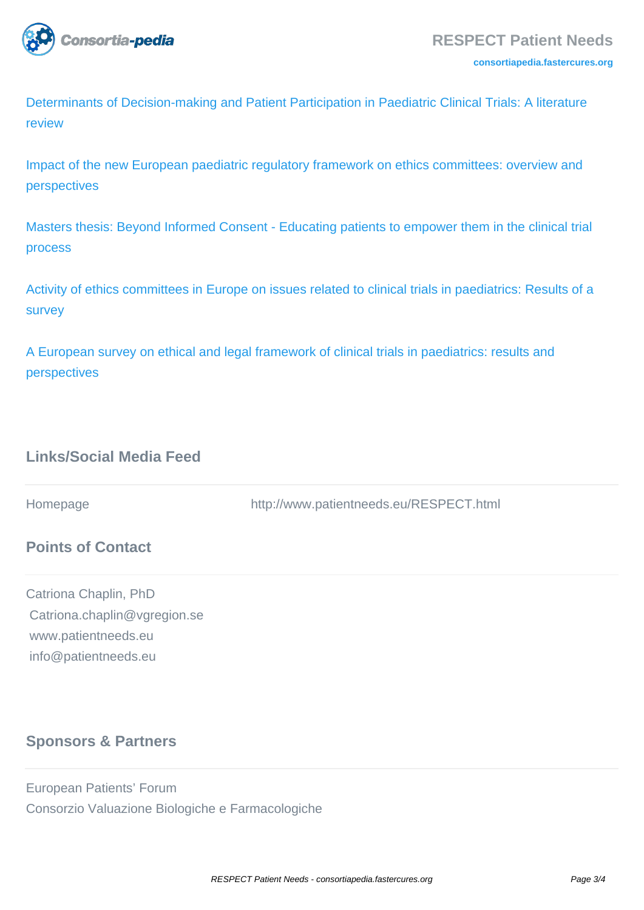Determinants of Decision-making and Patient Participation in Paediatric Clinical Trials: A literature review

Impact of the new European paediatric regulatory framework on ethics committees: overview and perspectives

Masters thesis: Beyond Informed Consent - Educating patients to empower them in the clinical trial process

Activity of ethics committees in Europe on issues related to clinical trials in paediatrics: Results of a survey

A European survey on ethical and legal framework of clinical trials in paediatrics: results and perspectives

## Links/Social Media Feed

| Homepage | http://www.patientneeds.eu/RESPECT.html |
|---|---|

## Points of Contact

Catriona Chaplin, PhD
Catriona.chaplin@vgregion.se
www.patientneeds.eu
info@patientneeds.eu

## Sponsors & Partners

European Patients' Forum
Consorzio Valuazione Biologiche e Farmacologiche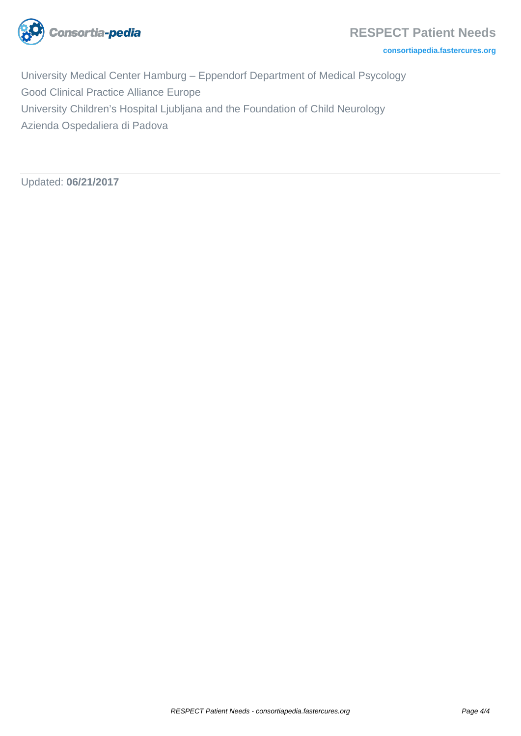University Medical Center Hamburg – Eppendorf Department of Medical Psycology
Good Clinical Practice Alliance Europe
University Children's Hospital Ljubljana and the Foundation of Child Neurology
Azienda Ospedaliera di Padova

---

Updated: **06/21/2017**